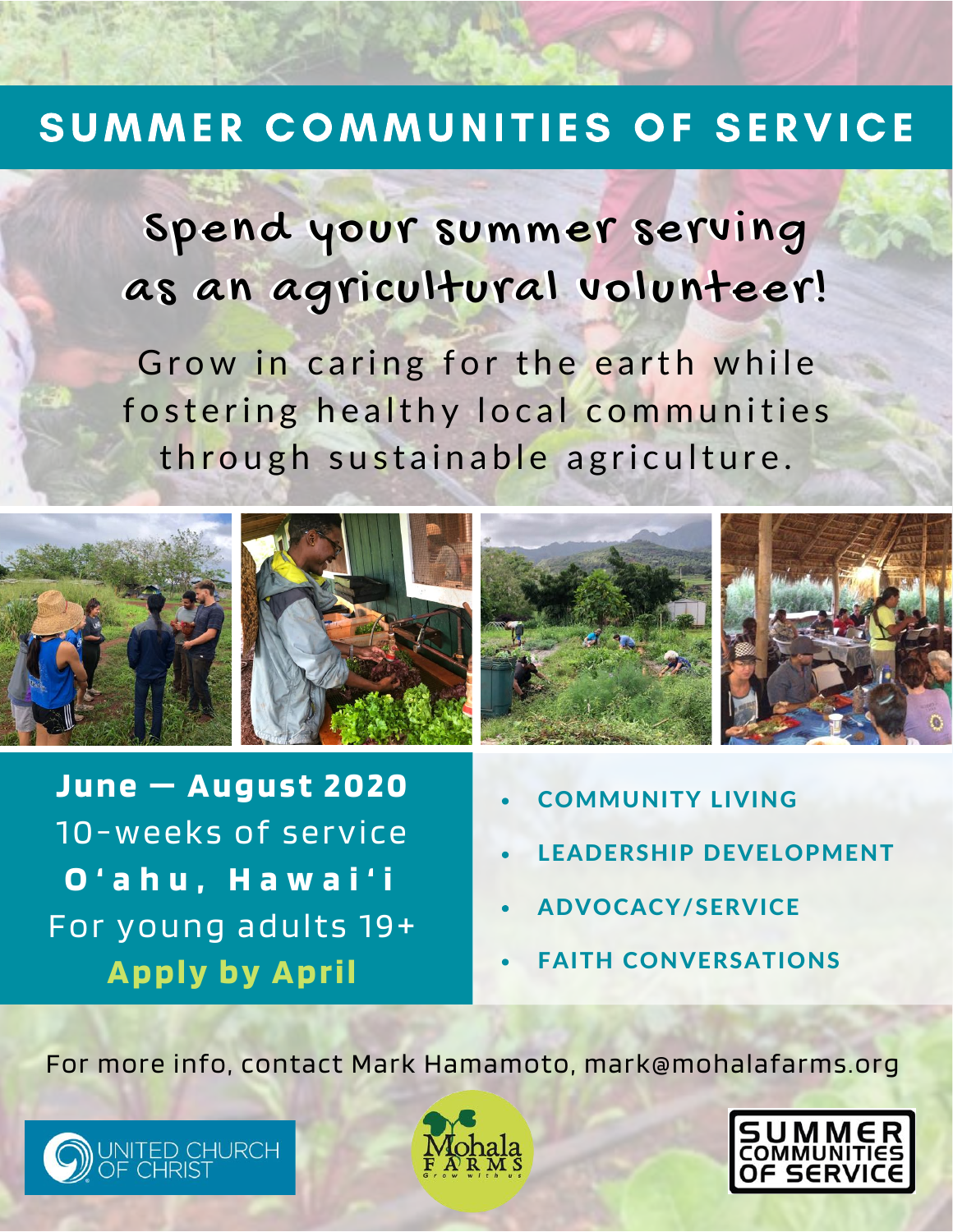# SUMMER COMMUNITIES OF SERVICE

## Spend your summer serving as an agricultural volunteer!

Grow in caring for the earth while fostering healthy local communities through sustainable agriculture.

**June — August 2020**
10-weeks of service
**O'ahu, Hawai'i**
For young adults 19+
**Apply by April**

- COMMUNITY LIVING
- LEADERSHIP DEVELOPMENT
- ADVOCACY/SERVICE
- FAITH CONVERSATIONS

For more info, contact Mark Hamamoto, mark@mohalafarms.org

UNITED CHURCH OF CHRIST

Mohala FARMS Grow with us

SUMMER COMMUNITIES OF SERVICE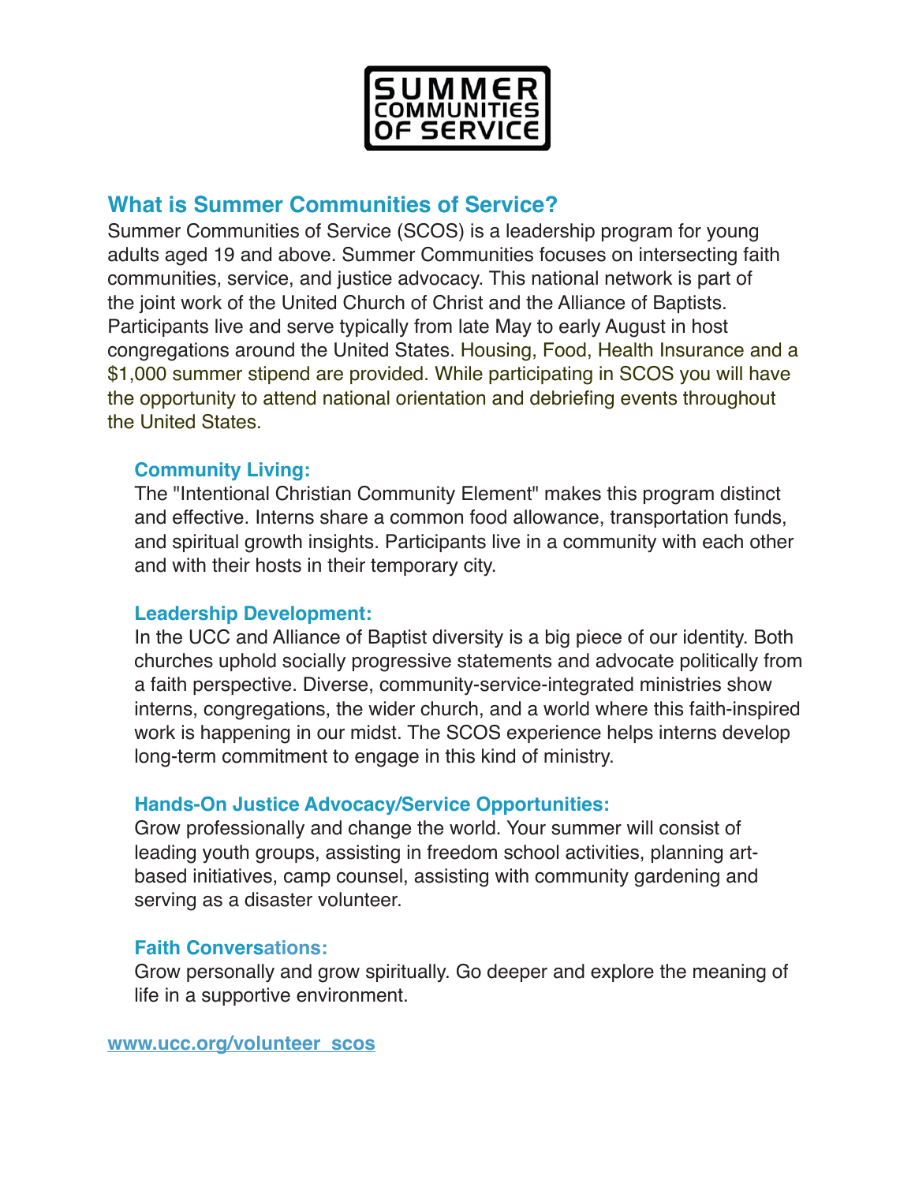# SUMMER COMMUNITIES OF SERVICE

## What is Summer Communities of Service?

Summer Communities of Service (SCOS) is a leadership program for young adults aged 19 and above. Summer Communities focuses on intersecting faith communities, service, and justice advocacy. This national network is part of the joint work of the United Church of Christ and the Alliance of Baptists. Participants live and serve typically from late May to early August in host congregations around the United States. Housing, Food, Health Insurance and a $1,000 summer stipend are provided. While participating in SCOS you will have the opportunity to attend national orientation and debriefing events throughout the United States.

### Community Living:

The "Intentional Christian Community Element" makes this program distinct and effective. Interns share a common food allowance, transportation funds, and spiritual growth insights. Participants live in a community with each other and with their hosts in their temporary city.

### Leadership Development:

In the UCC and Alliance of Baptist diversity is a big piece of our identity. Both churches uphold socially progressive statements and advocate politically from a faith perspective. Diverse, community-service-integrated ministries show interns, congregations, the wider church, and a world where this faith-inspired work is happening in our midst. The SCOS experience helps interns develop long-term commitment to engage in this kind of ministry.

### Hands-On Justice Advocacy/Service Opportunities:

Grow professionally and change the world. Your summer will consist of leading youth groups, assisting in freedom school activities, planning art-based initiatives, camp counsel, assisting with community gardening and serving as a disaster volunteer.

### Faith Conversations:

Grow personally and grow spiritually. Go deeper and explore the meaning of life in a supportive environment.

www.ucc.org/volunteer_scos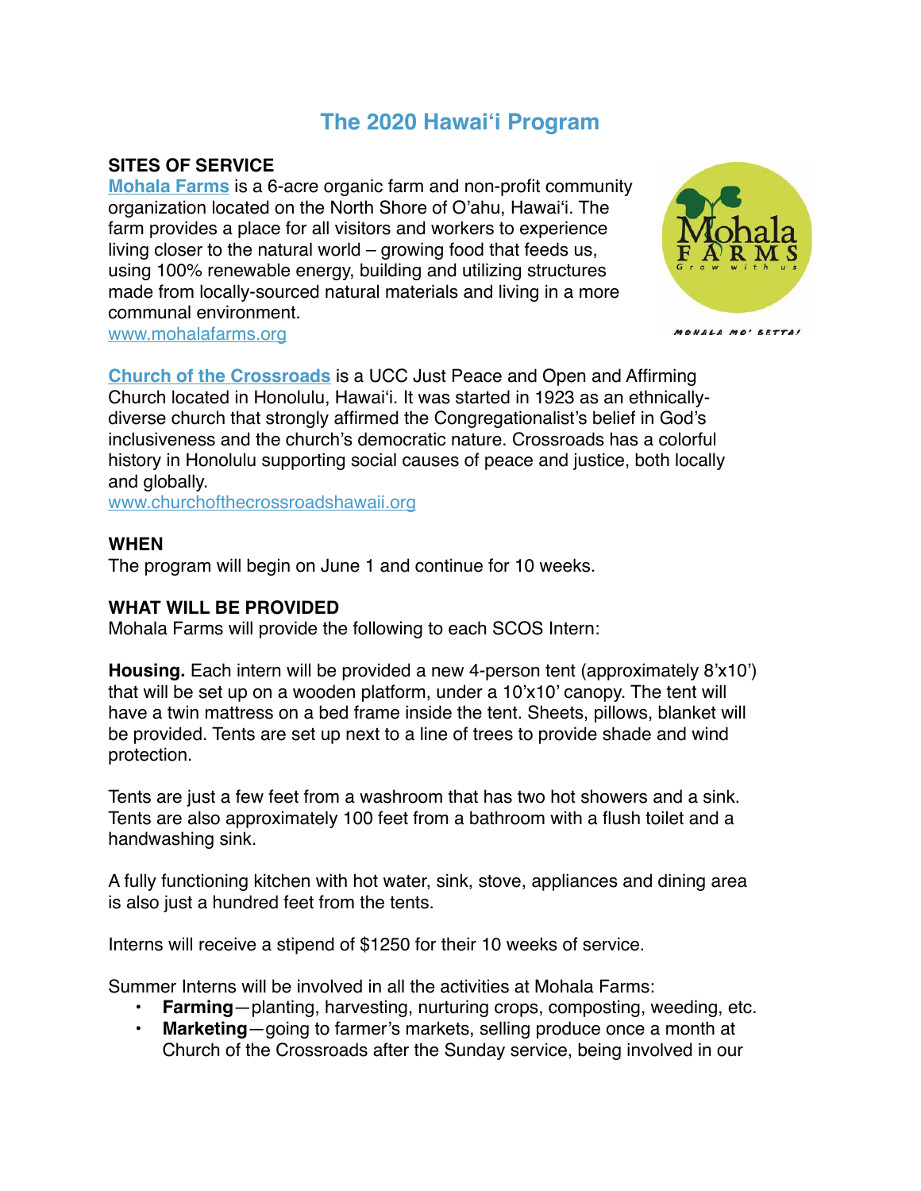# The 2020 Hawai'i Program

**SITES OF SERVICE**

**[Mohala Farms](www.mohalafarms.org)** is a 6-acre organic farm and non-profit community organization located on the North Shore of O'ahu, Hawai'i. The farm provides a place for all visitors and workers to experience living closer to the natural world – growing food that feeds us, using 100% renewable energy, building and utilizing structures made from locally-sourced natural materials and living in a more communal environment.
www.mohalafarms.org

**Church of the Crossroads** is a UCC Just Peace and Open and Affirming Church located in Honolulu, Hawai'i. It was started in 1923 as an ethnically-diverse church that strongly affirmed the Congregationalist's belief in God's inclusiveness and the church's democratic nature. Crossroads has a colorful history in Honolulu supporting social causes of peace and justice, both locally and globally.
www.churchofthecrossroadshawaii.org

**WHEN**

The program will begin on June 1 and continue for 10 weeks.

**WHAT WILL BE PROVIDED**

Mohala Farms will provide the following to each SCOS Intern:

**Housing.** Each intern will be provided a new 4-person tent (approximately 8'x10') that will be set up on a wooden platform, under a 10'x10' canopy. The tent will have a twin mattress on a bed frame inside the tent. Sheets, pillows, blanket will be provided. Tents are set up next to a line of trees to provide shade and wind protection.

Tents are just a few feet from a washroom that has two hot showers and a sink. Tents are also approximately 100 feet from a bathroom with a flush toilet and a handwashing sink.

A fully functioning kitchen with hot water, sink, stove, appliances and dining area is also just a hundred feet from the tents.

Interns will receive a stipend of $1250 for their 10 weeks of service.

Summer Interns will be involved in all the activities at Mohala Farms:

- **Farming**—planting, harvesting, nurturing crops, composting, weeding, etc.
- **Marketing**—going to farmer's markets, selling produce once a month at Church of the Crossroads after the Sunday service, being involved in our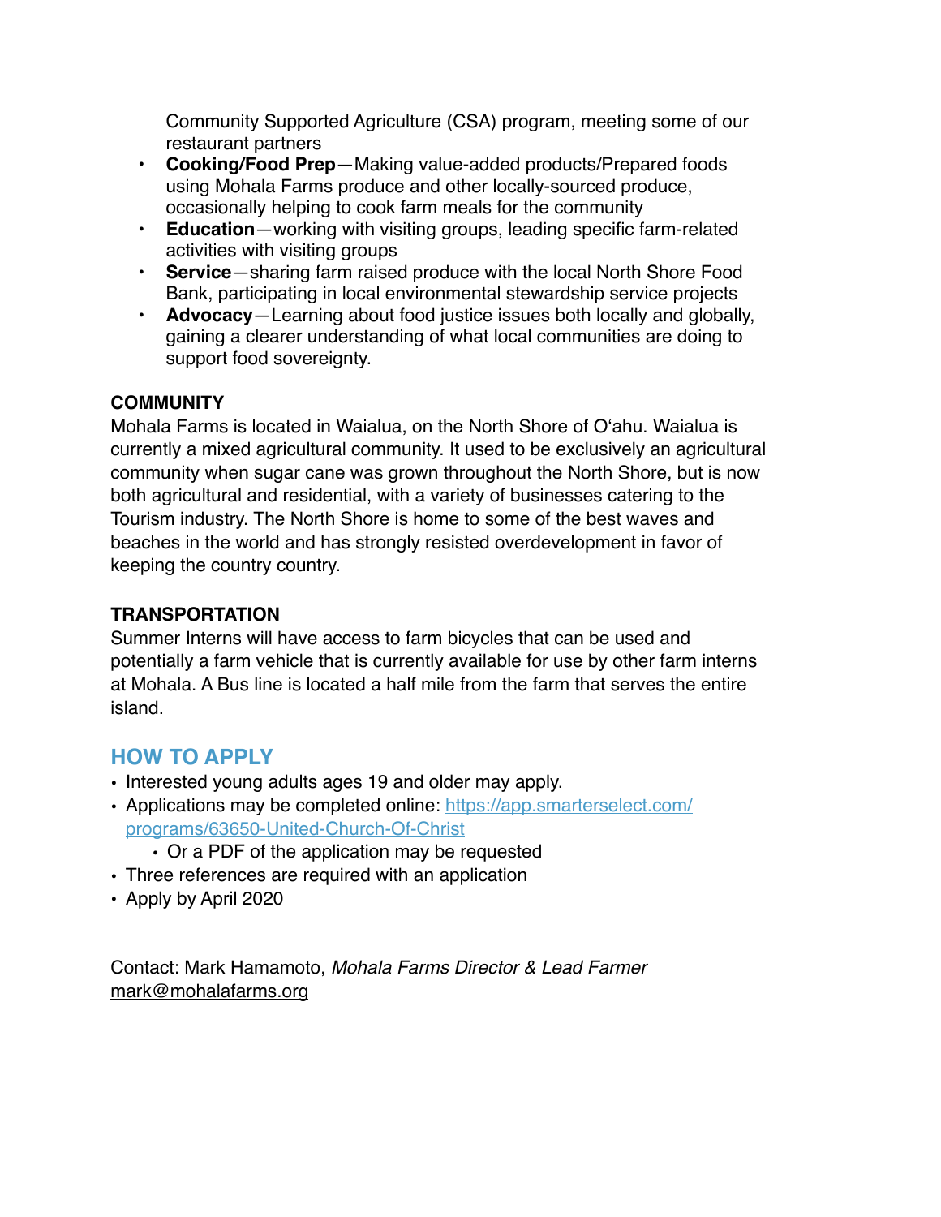Community Supported Agriculture (CSA) program, meeting some of our restaurant partners

- **Cooking/Food Prep**—Making value-added products/Prepared foods using Mohala Farms produce and other locally-sourced produce, occasionally helping to cook farm meals for the community
- **Education**—working with visiting groups, leading specific farm-related activities with visiting groups
- **Service**—sharing farm raised produce with the local North Shore Food Bank, participating in local environmental stewardship service projects
- **Advocacy**—Learning about food justice issues both locally and globally, gaining a clearer understanding of what local communities are doing to support food sovereignty.

**COMMUNITY**

Mohala Farms is located in Waialua, on the North Shore of O'ahu. Waialua is currently a mixed agricultural community. It used to be exclusively an agricultural community when sugar cane was grown throughout the North Shore, but is now both agricultural and residential, with a variety of businesses catering to the Tourism industry. The North Shore is home to some of the best waves and beaches in the world and has strongly resisted overdevelopment in favor of keeping the country country.

**TRANSPORTATION**

Summer Interns will have access to farm bicycles that can be used and potentially a farm vehicle that is currently available for use by other farm interns at Mohala. A Bus line is located a half mile from the farm that serves the entire island.

## HOW TO APPLY

- Interested young adults ages 19 and older may apply.
- Applications may be completed online: [https://app.smarterselect.com/programs/63650-United-Church-Of-Christ](https://app.smarterselect.com/programs/63650-United-Church-Of-Christ)
  - Or a PDF of the application may be requested
- Three references are required with an application
- Apply by April 2020

Contact: Mark Hamamoto, *Mohala Farms Director & Lead Farmer*
mark@mohalafarms.org